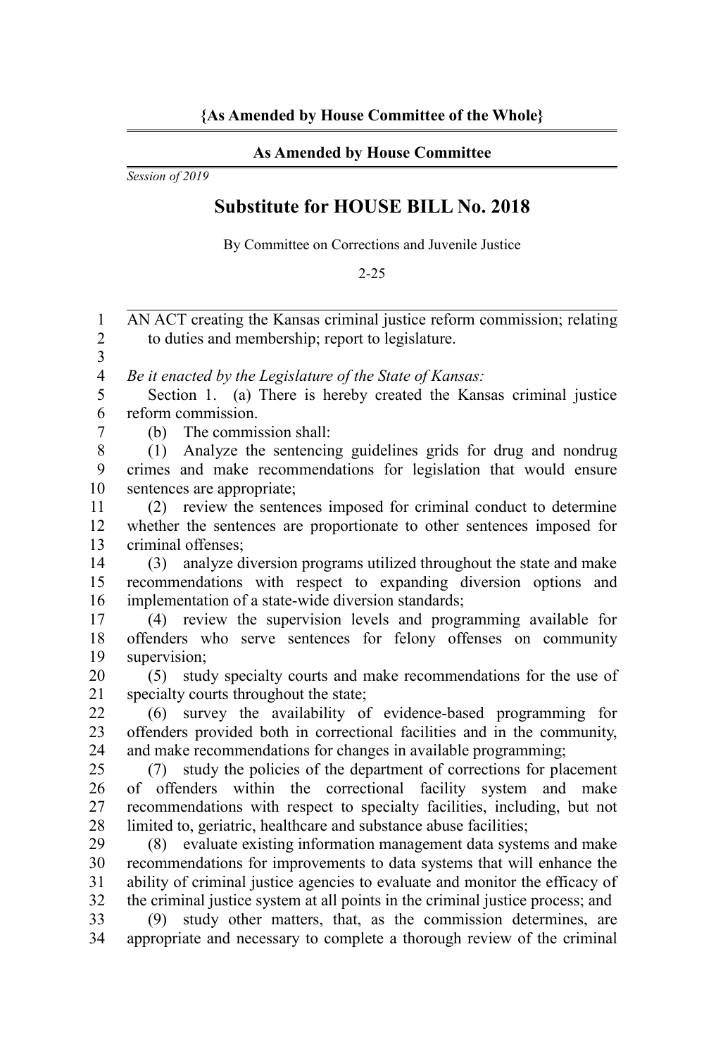**{As Amended by House Committee of the Whole}**

**As Amended by House Committee**

*Session of 2019*

# Substitute for HOUSE BILL No. 2018

By Committee on Corrections and Juvenile Justice

2-25

AN ACT creating the Kansas criminal justice reform commission; relating to duties and membership; report to legislature.

*Be it enacted by the Legislature of the State of Kansas:*

Section 1. (a) There is hereby created the Kansas criminal justice reform commission.

(b) The commission shall:

(1) Analyze the sentencing guidelines grids for drug and nondrug crimes and make recommendations for legislation that would ensure sentences are appropriate;

(2) review the sentences imposed for criminal conduct to determine whether the sentences are proportionate to other sentences imposed for criminal offenses;

(3) analyze diversion programs utilized throughout the state and make recommendations with respect to expanding diversion options and implementation of a state-wide diversion standards;

(4) review the supervision levels and programming available for offenders who serve sentences for felony offenses on community supervision;

(5) study specialty courts and make recommendations for the use of specialty courts throughout the state;

(6) survey the availability of evidence-based programming for offenders provided both in correctional facilities and in the community, and make recommendations for changes in available programming;

(7) study the policies of the department of corrections for placement of offenders within the correctional facility system and make recommendations with respect to specialty facilities, including, but not limited to, geriatric, healthcare and substance abuse facilities;

(8) evaluate existing information management data systems and make recommendations for improvements to data systems that will enhance the ability of criminal justice agencies to evaluate and monitor the efficacy of the criminal justice system at all points in the criminal justice process; and

(9) study other matters, that, as the commission determines, are appropriate and necessary to complete a thorough review of the criminal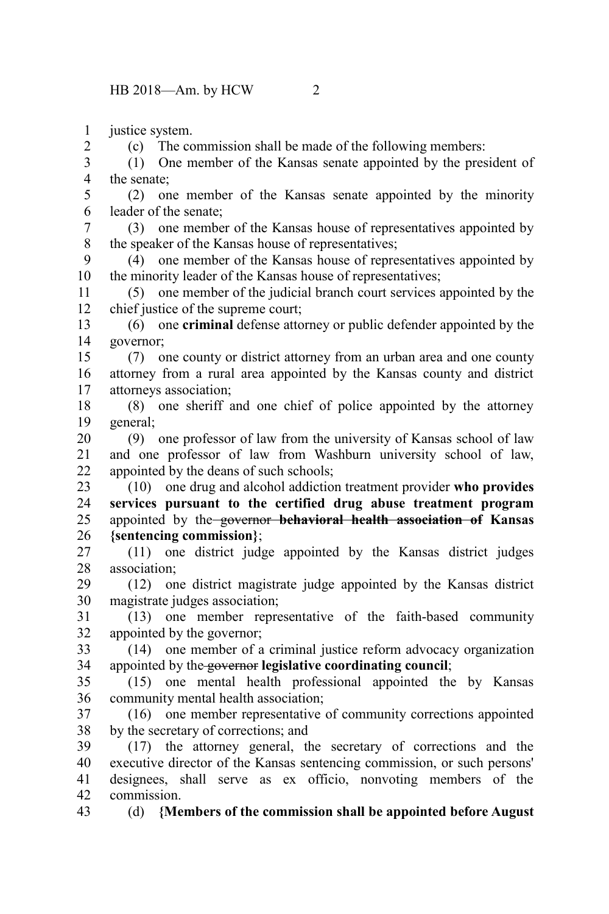justice system.

(c) The commission shall be made of the following members:

(1) One member of the Kansas senate appointed by the president of the senate;

(2) one member of the Kansas senate appointed by the minority leader of the senate;

(3) one member of the Kansas house of representatives appointed by the speaker of the Kansas house of representatives;

(4) one member of the Kansas house of representatives appointed by the minority leader of the Kansas house of representatives;

(5) one member of the judicial branch court services appointed by the chief justice of the supreme court;

(6) one **criminal** defense attorney or public defender appointed by the governor;

(7) one county or district attorney from an urban area and one county attorney from a rural area appointed by the Kansas county and district attorneys association;

(8) one sheriff and one chief of police appointed by the attorney general;

(9) one professor of law from the university of Kansas school of law and one professor of law from Washburn university school of law, appointed by the deans of such schools;

(10) one drug and alcohol addiction treatment provider **who provides services pursuant to the certified drug abuse treatment program** appointed by the ~~governor~~ **~~behavioral health association of~~** Kansas **{sentencing commission}**;

(11) one district judge appointed by the Kansas district judges association;

(12) one district magistrate judge appointed by the Kansas district magistrate judges association;

(13) one member representative of the faith-based community appointed by the governor;

(14) one member of a criminal justice reform advocacy organization appointed by the ~~governor~~ **legislative coordinating council**;

(15) one mental health professional appointed the by Kansas community mental health association;

(16) one member representative of community corrections appointed by the secretary of corrections; and

(17) the attorney general, the secretary of corrections and the executive director of the Kansas sentencing commission, or such persons' designees, shall serve as ex officio, nonvoting members of the commission.

(d) **{Members of the commission shall be appointed before August**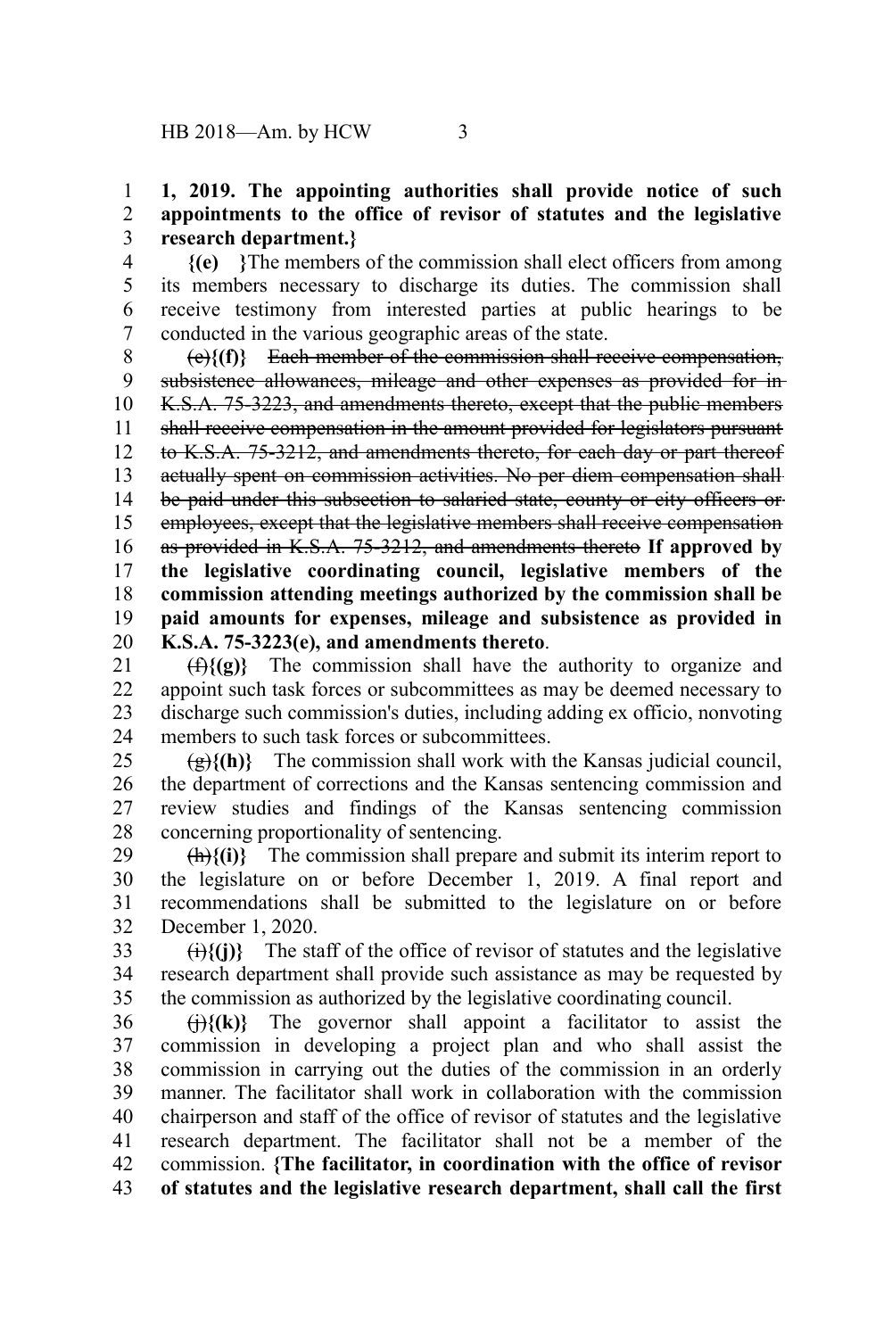**1, 2019. The appointing authorities shall provide notice of such appointments to the office of revisor of statutes and the legislative research department.}**

**{(e) }**The members of the commission shall elect officers from among its members necessary to discharge its duties. The commission shall receive testimony from interested parties at public hearings to be conducted in the various geographic areas of the state.

~~(e)~~**{(f)}** ~~Each member of the commission shall receive compensation, subsistence allowances, mileage and other expenses as provided for in K.S.A. 75-3223, and amendments thereto, except that the public members shall receive compensation in the amount provided for legislators pursuant to K.S.A. 75-3212, and amendments thereto, for each day or part thereof actually spent on commission activities. No per diem compensation shall be paid under this subsection to salaried state, county or city officers or employees, except that the legislative members shall receive compensation as provided in K.S.A. 75-3212, and amendments thereto~~ **If approved by the legislative coordinating council, legislative members of the commission attending meetings authorized by the commission shall be paid amounts for expenses, mileage and subsistence as provided in K.S.A. 75-3223(e), and amendments thereto**.

~~(f)~~**{(g)}** The commission shall have the authority to organize and appoint such task forces or subcommittees as may be deemed necessary to discharge such commission's duties, including adding ex officio, nonvoting members to such task forces or subcommittees.

~~(g)~~**{(h)}** The commission shall work with the Kansas judicial council, the department of corrections and the Kansas sentencing commission and review studies and findings of the Kansas sentencing commission concerning proportionality of sentencing.

~~(h)~~**{(i)}** The commission shall prepare and submit its interim report to the legislature on or before December 1, 2019. A final report and recommendations shall be submitted to the legislature on or before December 1, 2020.

~~(i)~~**{(j)}** The staff of the office of revisor of statutes and the legislative research department shall provide such assistance as may be requested by the commission as authorized by the legislative coordinating council.

~~(j)~~**{(k)}** The governor shall appoint a facilitator to assist the commission in developing a project plan and who shall assist the commission in carrying out the duties of the commission in an orderly manner. The facilitator shall work in collaboration with the commission chairperson and staff of the office of revisor of statutes and the legislative research department. The facilitator shall not be a member of the commission. **{The facilitator, in coordination with the office of revisor of statutes and the legislative research department, shall call the first**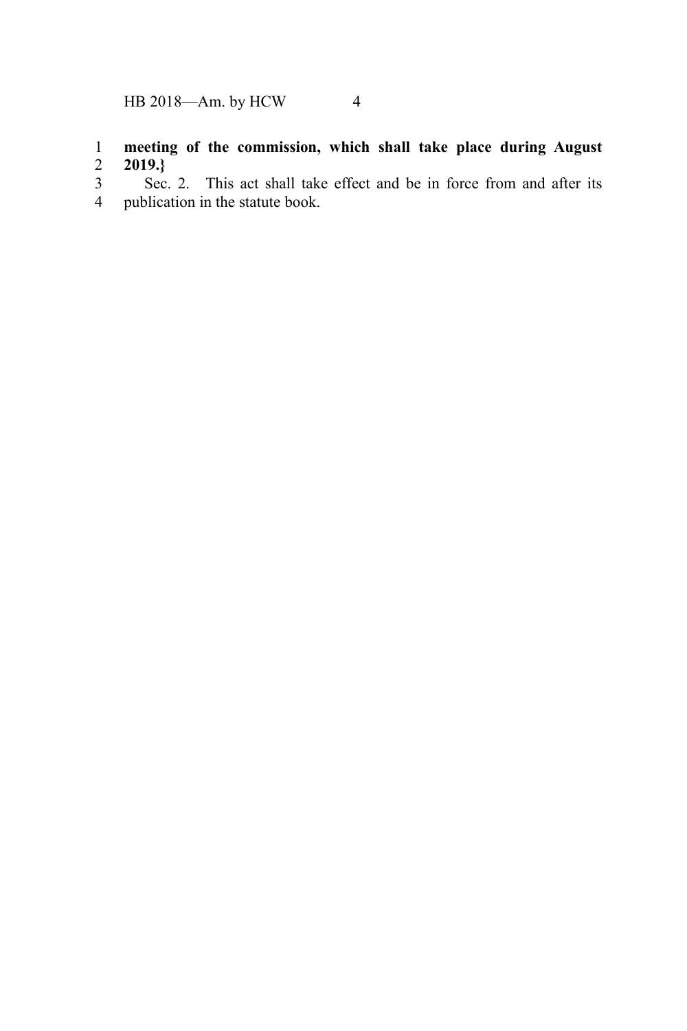**meeting of the commission, which shall take place during August 2019.}**

Sec. 2. This act shall take effect and be in force from and after its publication in the statute book.